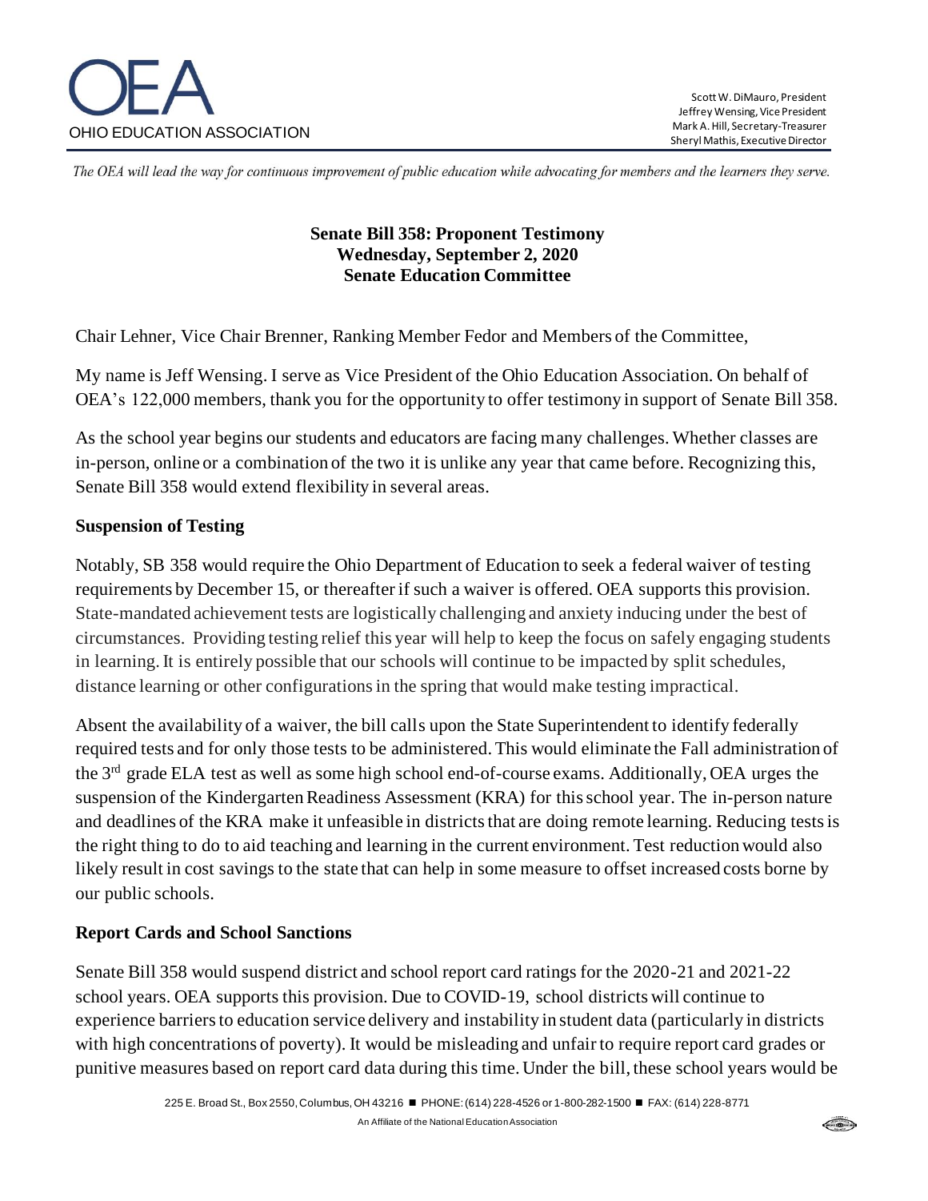OEA

OHIO EDUCATION ASSOCIATION

Scott W. DiMauro, President
Jeffrey Wensing, Vice President
Mark A. Hill, Secretary-Treasurer
Sheryl Mathis, Executive Director

*The OEA will lead the way for continuous improvement of public education while advocating for members and the learners they serve.*

**Senate Bill 358: Proponent Testimony**
**Wednesday, September 2, 2020**
**Senate Education Committee**

Chair Lehner, Vice Chair Brenner, Ranking Member Fedor and Members of the Committee,

My name is Jeff Wensing. I serve as Vice President of the Ohio Education Association. On behalf of OEA's 122,000 members, thank you for the opportunity to offer testimony in support of Senate Bill 358.

As the school year begins our students and educators are facing many challenges. Whether classes are in-person, online or a combination of the two it is unlike any year that came before. Recognizing this, Senate Bill 358 would extend flexibility in several areas.

## Suspension of Testing

Notably, SB 358 would require the Ohio Department of Education to seek a federal waiver of testing requirements by December 15, or thereafter if such a waiver is offered. OEA supports this provision. State-mandated achievement tests are logistically challenging and anxiety inducing under the best of circumstances. Providing testing relief this year will help to keep the focus on safely engaging students in learning. It is entirely possible that our schools will continue to be impacted by split schedules, distance learning or other configurations in the spring that would make testing impractical.

Absent the availability of a waiver, the bill calls upon the State Superintendent to identify federally required tests and for only those tests to be administered. This would eliminate the Fall administration of the 3rd grade ELA test as well as some high school end-of-course exams. Additionally, OEA urges the suspension of the Kindergarten Readiness Assessment (KRA) for this school year. The in-person nature and deadlines of the KRA make it unfeasible in districts that are doing remote learning. Reducing tests is the right thing to do to aid teaching and learning in the current environment. Test reduction would also likely result in cost savings to the state that can help in some measure to offset increased costs borne by our public schools.

## Report Cards and School Sanctions

Senate Bill 358 would suspend district and school report card ratings for the 2020-21 and 2021-22 school years. OEA supports this provision. Due to COVID-19, school districts will continue to experience barriers to education service delivery and instability in student data (particularly in districts with high concentrations of poverty). It would be misleading and unfair to require report card grades or punitive measures based on report card data during this time. Under the bill, these school years would be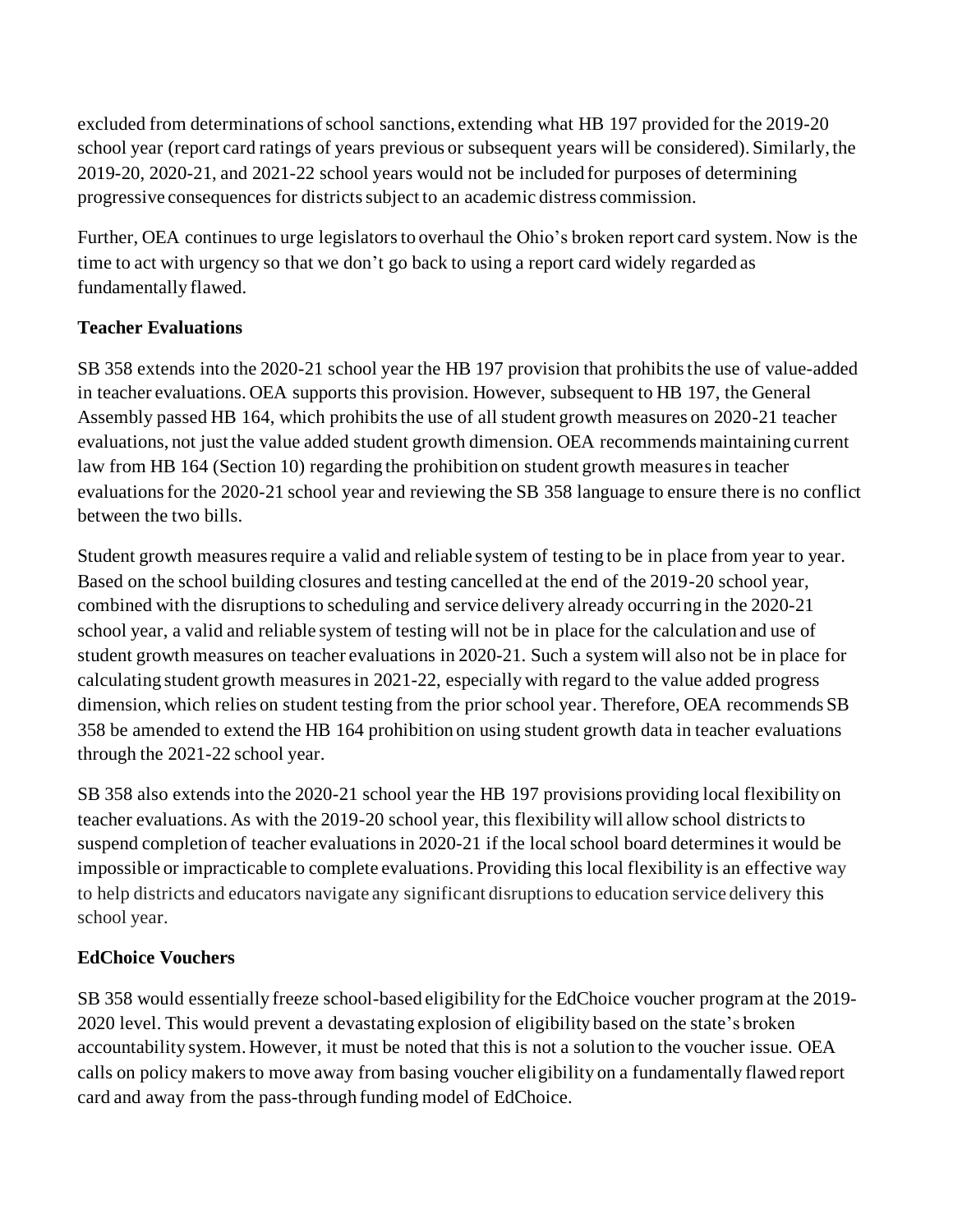excluded from determinations of school sanctions, extending what HB 197 provided for the 2019-20 school year (report card ratings of years previous or subsequent years will be considered). Similarly, the 2019-20, 2020-21, and 2021-22 school years would not be included for purposes of determining progressive consequences for districts subject to an academic distress commission.

Further, OEA continues to urge legislators to overhaul the Ohio's broken report card system. Now is the time to act with urgency so that we don't go back to using a report card widely regarded as fundamentally flawed.

**Teacher Evaluations**

SB 358 extends into the 2020-21 school year the HB 197 provision that prohibits the use of value-added in teacher evaluations. OEA supports this provision. However, subsequent to HB 197, the General Assembly passed HB 164, which prohibits the use of all student growth measures on 2020-21 teacher evaluations, not just the value added student growth dimension. OEA recommends maintaining current law from HB 164 (Section 10) regarding the prohibition on student growth measures in teacher evaluations for the 2020-21 school year and reviewing the SB 358 language to ensure there is no conflict between the two bills.

Student growth measures require a valid and reliable system of testing to be in place from year to year. Based on the school building closures and testing cancelled at the end of the 2019-20 school year, combined with the disruptions to scheduling and service delivery already occurring in the 2020-21 school year, a valid and reliable system of testing will not be in place for the calculation and use of student growth measures on teacher evaluations in 2020-21. Such a system will also not be in place for calculating student growth measures in 2021-22, especially with regard to the value added progress dimension, which relies on student testing from the prior school year. Therefore, OEA recommends SB 358 be amended to extend the HB 164 prohibition on using student growth data in teacher evaluations through the 2021-22 school year.

SB 358 also extends into the 2020-21 school year the HB 197 provisions providing local flexibility on teacher evaluations. As with the 2019-20 school year, this flexibility will allow school districts to suspend completion of teacher evaluations in 2020-21 if the local school board determines it would be impossible or impracticable to complete evaluations. Providing this local flexibility is an effective way to help districts and educators navigate any significant disruptions to education service delivery this school year.

**EdChoice Vouchers**

SB 358 would essentially freeze school-based eligibility for the EdChoice voucher program at the 2019-2020 level. This would prevent a devastating explosion of eligibility based on the state's broken accountability system. However, it must be noted that this is not a solution to the voucher issue. OEA calls on policy makers to move away from basing voucher eligibility on a fundamentally flawed report card and away from the pass-through funding model of EdChoice.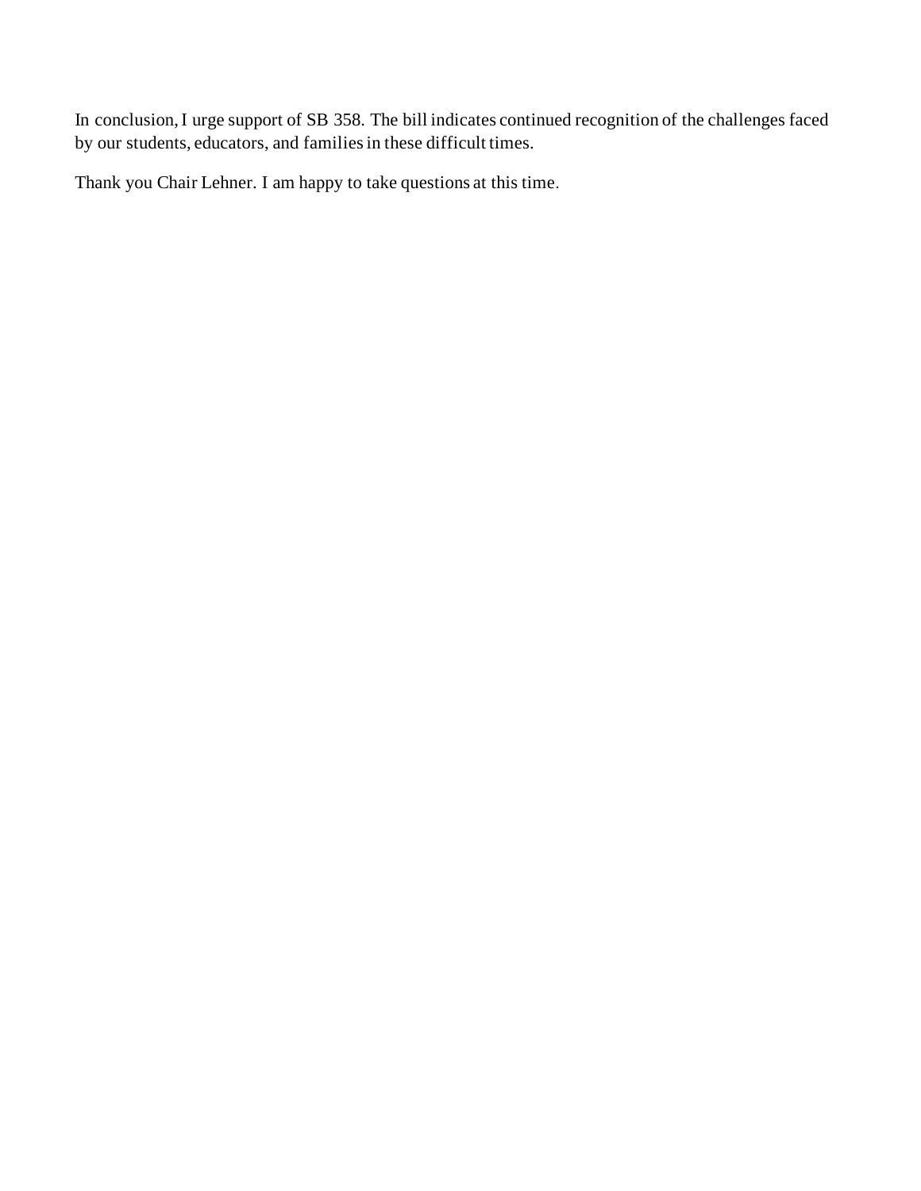In conclusion, I urge support of SB 358. The bill indicates continued recognition of the challenges faced by our students, educators, and families in these difficult times.

Thank you Chair Lehner. I am happy to take questions at this time.